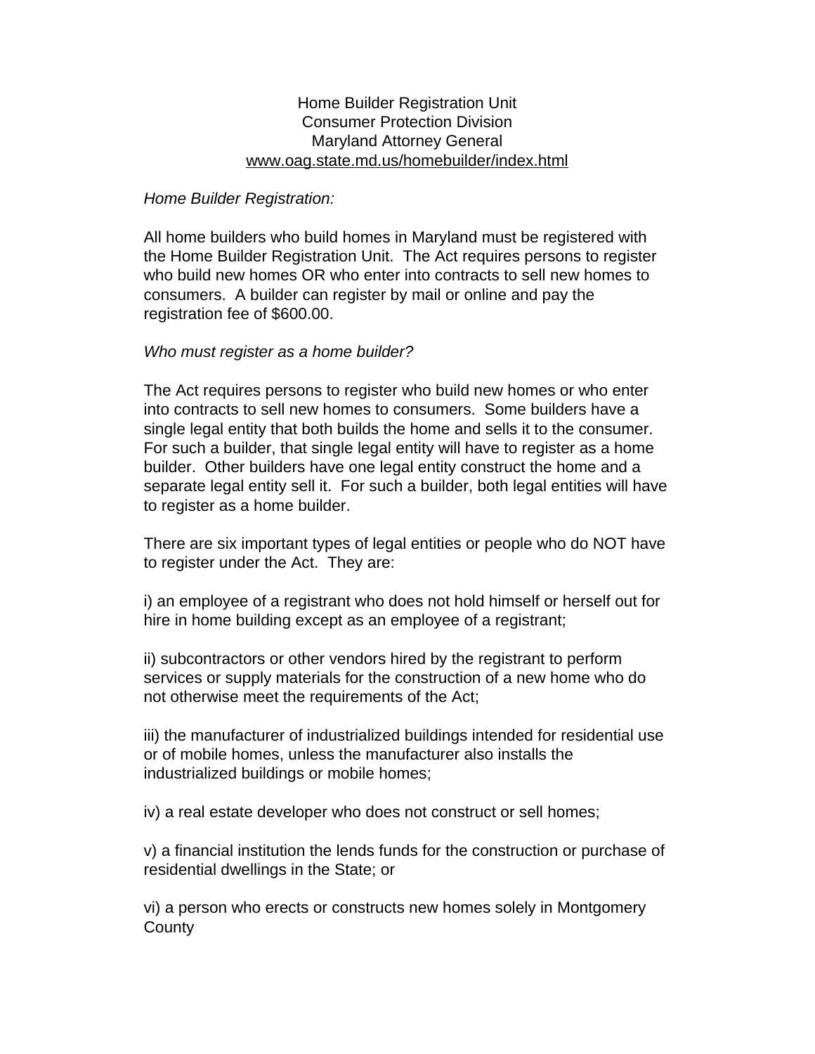Home Builder Registration Unit
Consumer Protection Division
Maryland Attorney General
www.oag.state.md.us/homebuilder/index.html

*Home Builder Registration:*

All home builders who build homes in Maryland must be registered with the Home Builder Registration Unit. The Act requires persons to register who build new homes OR who enter into contracts to sell new homes to consumers. A builder can register by mail or online and pay the registration fee of $600.00.

*Who must register as a home builder?*

The Act requires persons to register who build new homes or who enter into contracts to sell new homes to consumers. Some builders have a single legal entity that both builds the home and sells it to the consumer. For such a builder, that single legal entity will have to register as a home builder. Other builders have one legal entity construct the home and a separate legal entity sell it. For such a builder, both legal entities will have to register as a home builder.

There are six important types of legal entities or people who do NOT have to register under the Act. They are:

i) an employee of a registrant who does not hold himself or herself out for hire in home building except as an employee of a registrant;

ii) subcontractors or other vendors hired by the registrant to perform services or supply materials for the construction of a new home who do not otherwise meet the requirements of the Act;

iii) the manufacturer of industrialized buildings intended for residential use or of mobile homes, unless the manufacturer also installs the industrialized buildings or mobile homes;

iv) a real estate developer who does not construct or sell homes;

v) a financial institution the lends funds for the construction or purchase of residential dwellings in the State; or

vi) a person who erects or constructs new homes solely in Montgomery County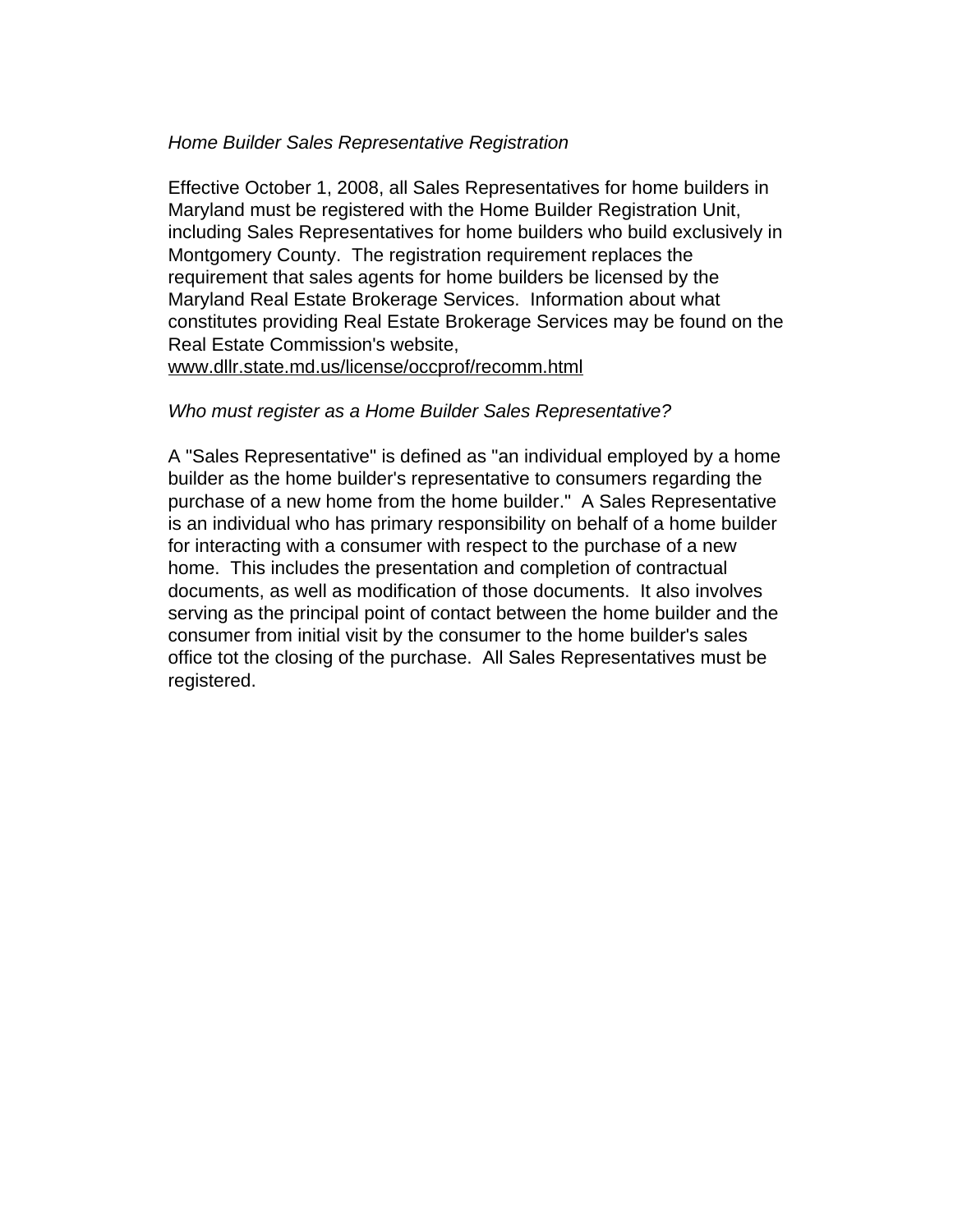*Home Builder Sales Representative Registration*

Effective October 1, 2008, all Sales Representatives for home builders in Maryland must be registered with the Home Builder Registration Unit, including Sales Representatives for home builders who build exclusively in Montgomery County. The registration requirement replaces the requirement that sales agents for home builders be licensed by the Maryland Real Estate Brokerage Services. Information about what constitutes providing Real Estate Brokerage Services may be found on the Real Estate Commission's website, www.dllr.state.md.us/license/occprof/recomm.html

*Who must register as a Home Builder Sales Representative?*

A "Sales Representative" is defined as "an individual employed by a home builder as the home builder's representative to consumers regarding the purchase of a new home from the home builder." A Sales Representative is an individual who has primary responsibility on behalf of a home builder for interacting with a consumer with respect to the purchase of a new home. This includes the presentation and completion of contractual documents, as well as modification of those documents. It also involves serving as the principal point of contact between the home builder and the consumer from initial visit by the consumer to the home builder's sales office tot the closing of the purchase. All Sales Representatives must be registered.